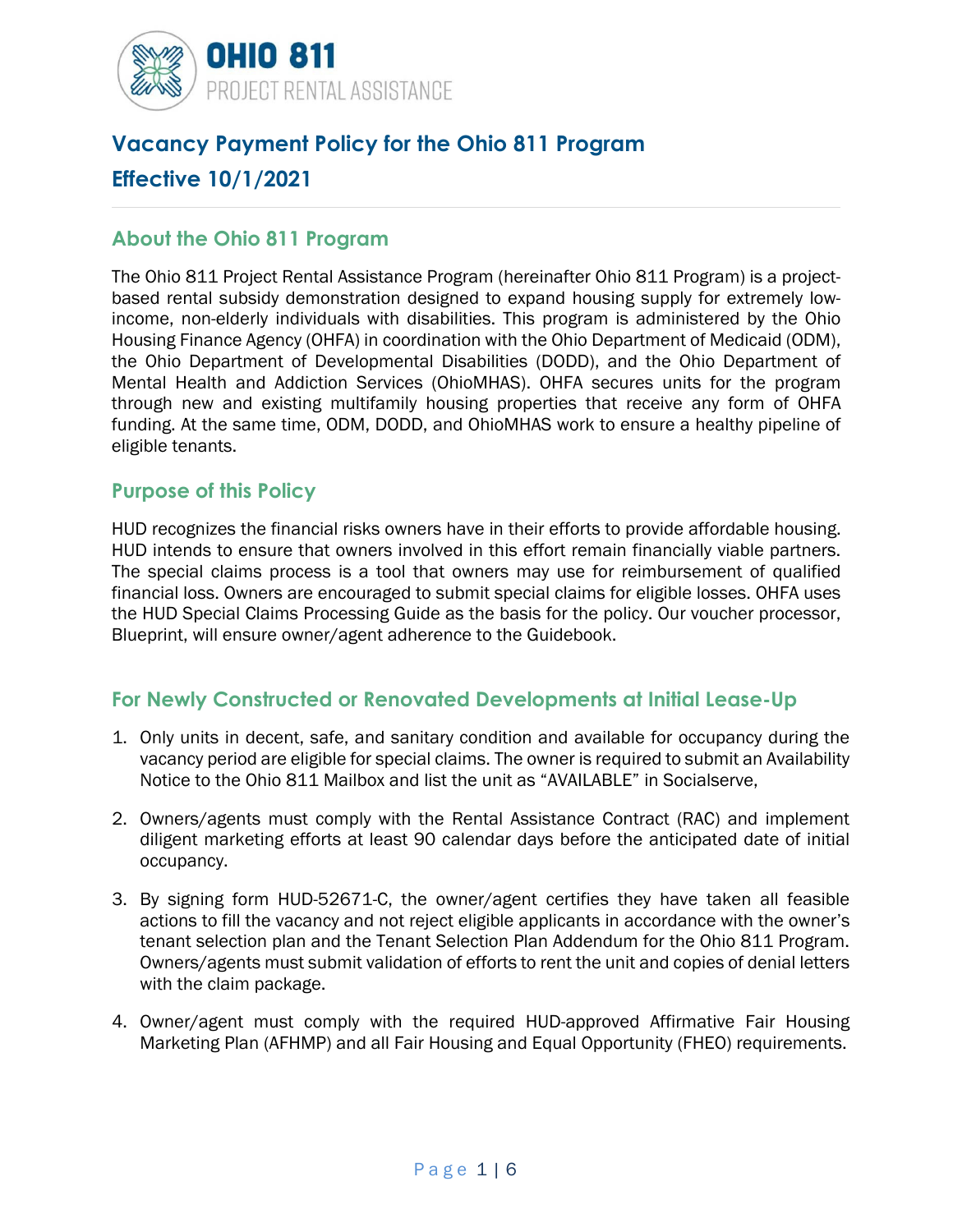OHIO 811
PROJECT RENTAL ASSISTANCE

# Vacancy Payment Policy for the Ohio 811 Program

# Effective 10/1/2021

## About the Ohio 811 Program

The Ohio 811 Project Rental Assistance Program (hereinafter Ohio 811 Program) is a project-based rental subsidy demonstration designed to expand housing supply for extremely low-income, non-elderly individuals with disabilities. This program is administered by the Ohio Housing Finance Agency (OHFA) in coordination with the Ohio Department of Medicaid (ODM), the Ohio Department of Developmental Disabilities (DODD), and the Ohio Department of Mental Health and Addiction Services (OhioMHAS). OHFA secures units for the program through new and existing multifamily housing properties that receive any form of OHFA funding. At the same time, ODM, DODD, and OhioMHAS work to ensure a healthy pipeline of eligible tenants.

## Purpose of this Policy

HUD recognizes the financial risks owners have in their efforts to provide affordable housing. HUD intends to ensure that owners involved in this effort remain financially viable partners. The special claims process is a tool that owners may use for reimbursement of qualified financial loss. Owners are encouraged to submit special claims for eligible losses. OHFA uses the HUD Special Claims Processing Guide as the basis for the policy. Our voucher processor, Blueprint, will ensure owner/agent adherence to the Guidebook.

## For Newly Constructed or Renovated Developments at Initial Lease-Up

1. Only units in decent, safe, and sanitary condition and available for occupancy during the vacancy period are eligible for special claims. The owner is required to submit an Availability Notice to the Ohio 811 Mailbox and list the unit as "AVAILABLE" in Socialserve,

2. Owners/agents must comply with the Rental Assistance Contract (RAC) and implement diligent marketing efforts at least 90 calendar days before the anticipated date of initial occupancy.

3. By signing form HUD-52671-C, the owner/agent certifies they have taken all feasible actions to fill the vacancy and not reject eligible applicants in accordance with the owner's tenant selection plan and the Tenant Selection Plan Addendum for the Ohio 811 Program. Owners/agents must submit validation of efforts to rent the unit and copies of denial letters with the claim package.

4. Owner/agent must comply with the required HUD-approved Affirmative Fair Housing Marketing Plan (AFHMP) and all Fair Housing and Equal Opportunity (FHEO) requirements.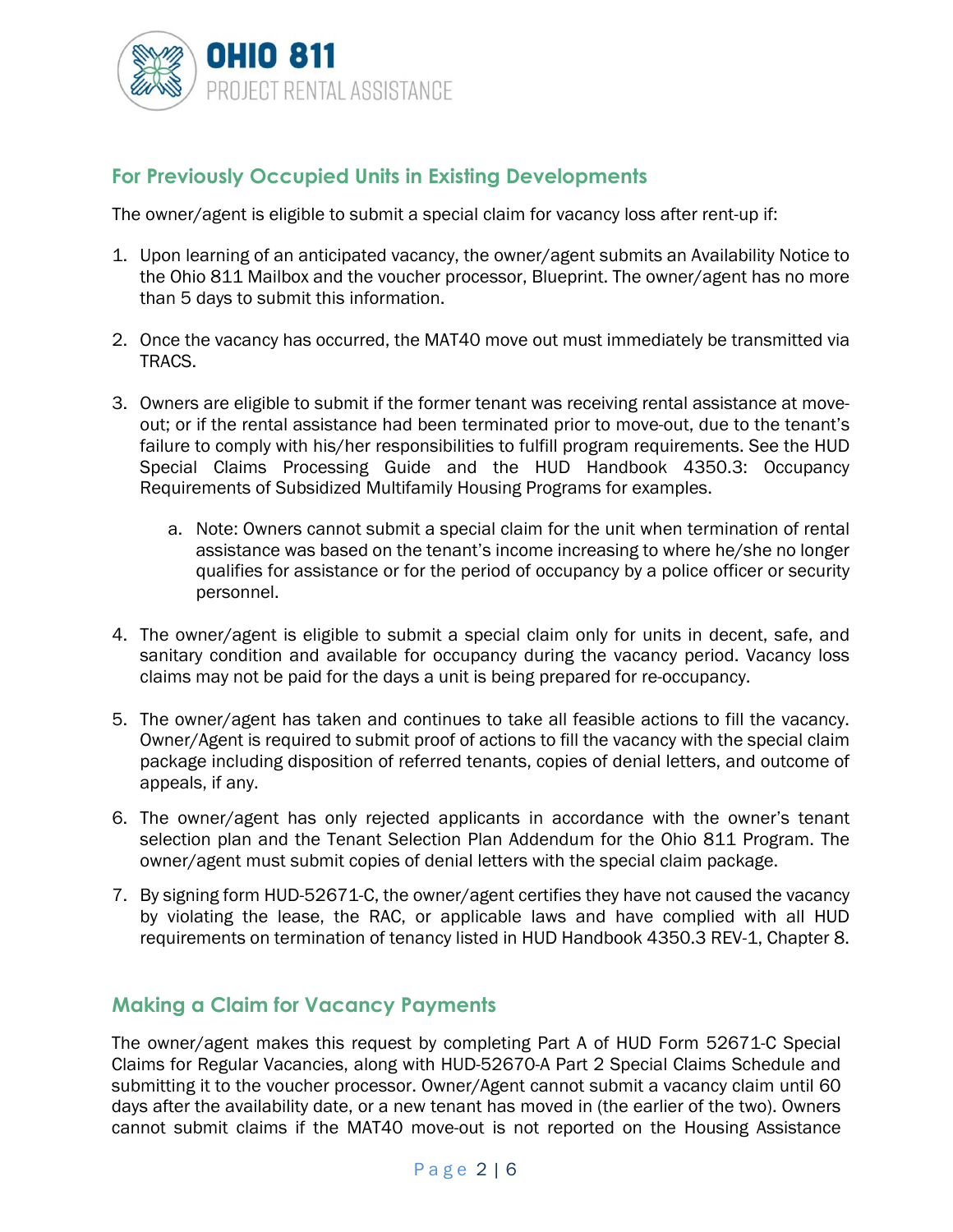## For Previously Occupied Units in Existing Developments

The owner/agent is eligible to submit a special claim for vacancy loss after rent-up if:

1. Upon learning of an anticipated vacancy, the owner/agent submits an Availability Notice to the Ohio 811 Mailbox and the voucher processor, Blueprint. The owner/agent has no more than 5 days to submit this information.

2. Once the vacancy has occurred, the MAT40 move out must immediately be transmitted via TRACS.

3. Owners are eligible to submit if the former tenant was receiving rental assistance at move-out; or if the rental assistance had been terminated prior to move-out, due to the tenant's failure to comply with his/her responsibilities to fulfill program requirements. See the HUD Special Claims Processing Guide and the HUD Handbook 4350.3: Occupancy Requirements of Subsidized Multifamily Housing Programs for examples.

    a. Note: Owners cannot submit a special claim for the unit when termination of rental assistance was based on the tenant's income increasing to where he/she no longer qualifies for assistance or for the period of occupancy by a police officer or security personnel.

4. The owner/agent is eligible to submit a special claim only for units in decent, safe, and sanitary condition and available for occupancy during the vacancy period. Vacancy loss claims may not be paid for the days a unit is being prepared for re-occupancy.

5. The owner/agent has taken and continues to take all feasible actions to fill the vacancy. Owner/Agent is required to submit proof of actions to fill the vacancy with the special claim package including disposition of referred tenants, copies of denial letters, and outcome of appeals, if any.

6. The owner/agent has only rejected applicants in accordance with the owner's tenant selection plan and the Tenant Selection Plan Addendum for the Ohio 811 Program. The owner/agent must submit copies of denial letters with the special claim package.

7. By signing form HUD-52671-C, the owner/agent certifies they have not caused the vacancy by violating the lease, the RAC, or applicable laws and have complied with all HUD requirements on termination of tenancy listed in HUD Handbook 4350.3 REV-1, Chapter 8.

## Making a Claim for Vacancy Payments

The owner/agent makes this request by completing Part A of HUD Form 52671-C Special Claims for Regular Vacancies, along with HUD-52670-A Part 2 Special Claims Schedule and submitting it to the voucher processor. Owner/Agent cannot submit a vacancy claim until 60 days after the availability date, or a new tenant has moved in (the earlier of the two). Owners cannot submit claims if the MAT40 move-out is not reported on the Housing Assistance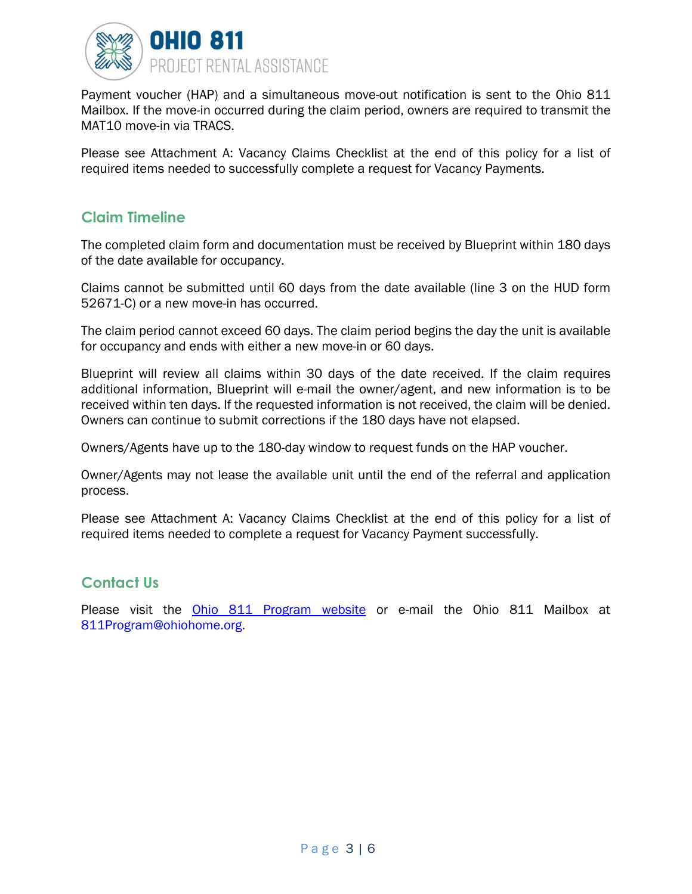Payment voucher (HAP) and a simultaneous move-out notification is sent to the Ohio 811 Mailbox. If the move-in occurred during the claim period, owners are required to transmit the MAT10 move-in via TRACS.

Please see Attachment A: Vacancy Claims Checklist at the end of this policy for a list of required items needed to successfully complete a request for Vacancy Payments.

## Claim Timeline

The completed claim form and documentation must be received by Blueprint within 180 days of the date available for occupancy.

Claims cannot be submitted until 60 days from the date available (line 3 on the HUD form 52671-C) or a new move-in has occurred.

The claim period cannot exceed 60 days. The claim period begins the day the unit is available for occupancy and ends with either a new move-in or 60 days.

Blueprint will review all claims within 30 days of the date received. If the claim requires additional information, Blueprint will e-mail the owner/agent, and new information is to be received within ten days. If the requested information is not received, the claim will be denied. Owners can continue to submit corrections if the 180 days have not elapsed.

Owners/Agents have up to the 180-day window to request funds on the HAP voucher.

Owner/Agents may not lease the available unit until the end of the referral and application process.

Please see Attachment A: Vacancy Claims Checklist at the end of this policy for a list of required items needed to complete a request for Vacancy Payment successfully.

## Contact Us

Please visit the Ohio 811 Program website or e-mail the Ohio 811 Mailbox at 811Program@ohiohome.org.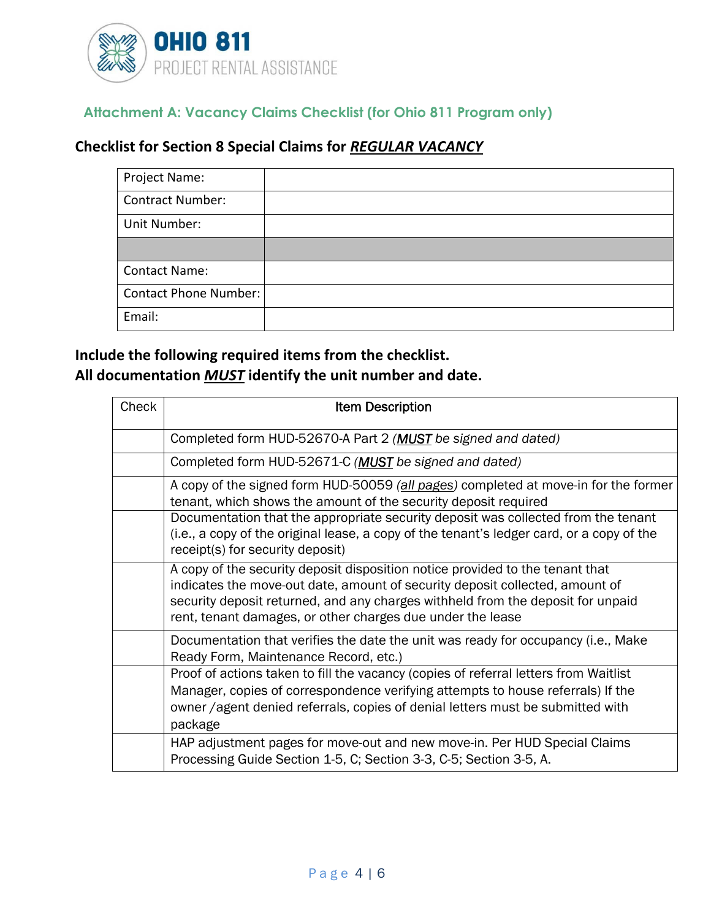OHIO 811
PROJECT RENTAL ASSISTANCE

## Attachment A: Vacancy Claims Checklist (for Ohio 811 Program only)

### Checklist for Section 8 Special Claims for ***REGULAR VACANCY***

| | |
|---|---|
| Project Name: | |
| Contract Number: | |
| Unit Number: | |
| | |
| Contact Name: | |
| Contact Phone Number: | |
| Email: | |

### Include the following required items from the checklist.
### All documentation ***MUST*** identify the unit number and date.

| Check | Item Description |
|---|---|
| | Completed form HUD-52670-A Part 2 *(**MUST** be signed and dated)* |
| | Completed form HUD-52671-C *(**MUST** be signed and dated)* |
| | A copy of the signed form HUD-50059 *(all pages)* completed at move-in for the former tenant, which shows the amount of the security deposit required |
| | Documentation that the appropriate security deposit was collected from the tenant (i.e., a copy of the original lease, a copy of the tenant's ledger card, or a copy of the receipt(s) for security deposit) |
| | A copy of the security deposit disposition notice provided to the tenant that indicates the move-out date, amount of security deposit collected, amount of security deposit returned, and any charges withheld from the deposit for unpaid rent, tenant damages, or other charges due under the lease |
| | Documentation that verifies the date the unit was ready for occupancy (i.e., Make Ready Form, Maintenance Record, etc.) |
| | Proof of actions taken to fill the vacancy (copies of referral letters from Waitlist Manager, copies of correspondence verifying attempts to house referrals) If the owner /agent denied referrals, copies of denial letters must be submitted with package |
| | HAP adjustment pages for move-out and new move-in. Per HUD Special Claims Processing Guide Section 1-5, C; Section 3-3, C-5; Section 3-5, A. |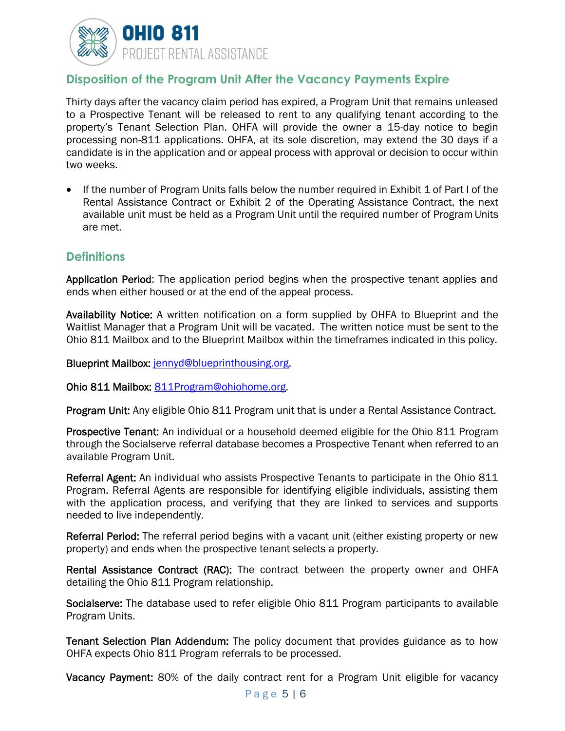## Disposition of the Program Unit After the Vacancy Payments Expire

Thirty days after the vacancy claim period has expired, a Program Unit that remains unleased to a Prospective Tenant will be released to rent to any qualifying tenant according to the property's Tenant Selection Plan. OHFA will provide the owner a 15-day notice to begin processing non-811 applications. OHFA, at its sole discretion, may extend the 30 days if a candidate is in the application and or appeal process with approval or decision to occur within two weeks.

- If the number of Program Units falls below the number required in Exhibit 1 of Part I of the Rental Assistance Contract or Exhibit 2 of the Operating Assistance Contract, the next available unit must be held as a Program Unit until the required number of Program Units are met.

## Definitions

**Application Period**: The application period begins when the prospective tenant applies and ends when either housed or at the end of the appeal process.

**Availability Notice:** A written notification on a form supplied by OHFA to Blueprint and the Waitlist Manager that a Program Unit will be vacated. The written notice must be sent to the Ohio 811 Mailbox and to the Blueprint Mailbox within the timeframes indicated in this policy.

**Blueprint Mailbox:** jennyd@blueprinthousing.org.

**Ohio 811 Mailbox:** 811Program@ohiohome.org.

**Program Unit:** Any eligible Ohio 811 Program unit that is under a Rental Assistance Contract.

**Prospective Tenant:** An individual or a household deemed eligible for the Ohio 811 Program through the Socialserve referral database becomes a Prospective Tenant when referred to an available Program Unit.

**Referral Agent:** An individual who assists Prospective Tenants to participate in the Ohio 811 Program. Referral Agents are responsible for identifying eligible individuals, assisting them with the application process, and verifying that they are linked to services and supports needed to live independently.

**Referral Period:** The referral period begins with a vacant unit (either existing property or new property) and ends when the prospective tenant selects a property.

**Rental Assistance Contract (RAC):** The contract between the property owner and OHFA detailing the Ohio 811 Program relationship.

**Socialserve:** The database used to refer eligible Ohio 811 Program participants to available Program Units.

**Tenant Selection Plan Addendum:** The policy document that provides guidance as to how OHFA expects Ohio 811 Program referrals to be processed.

**Vacancy Payment:** 80% of the daily contract rent for a Program Unit eligible for vacancy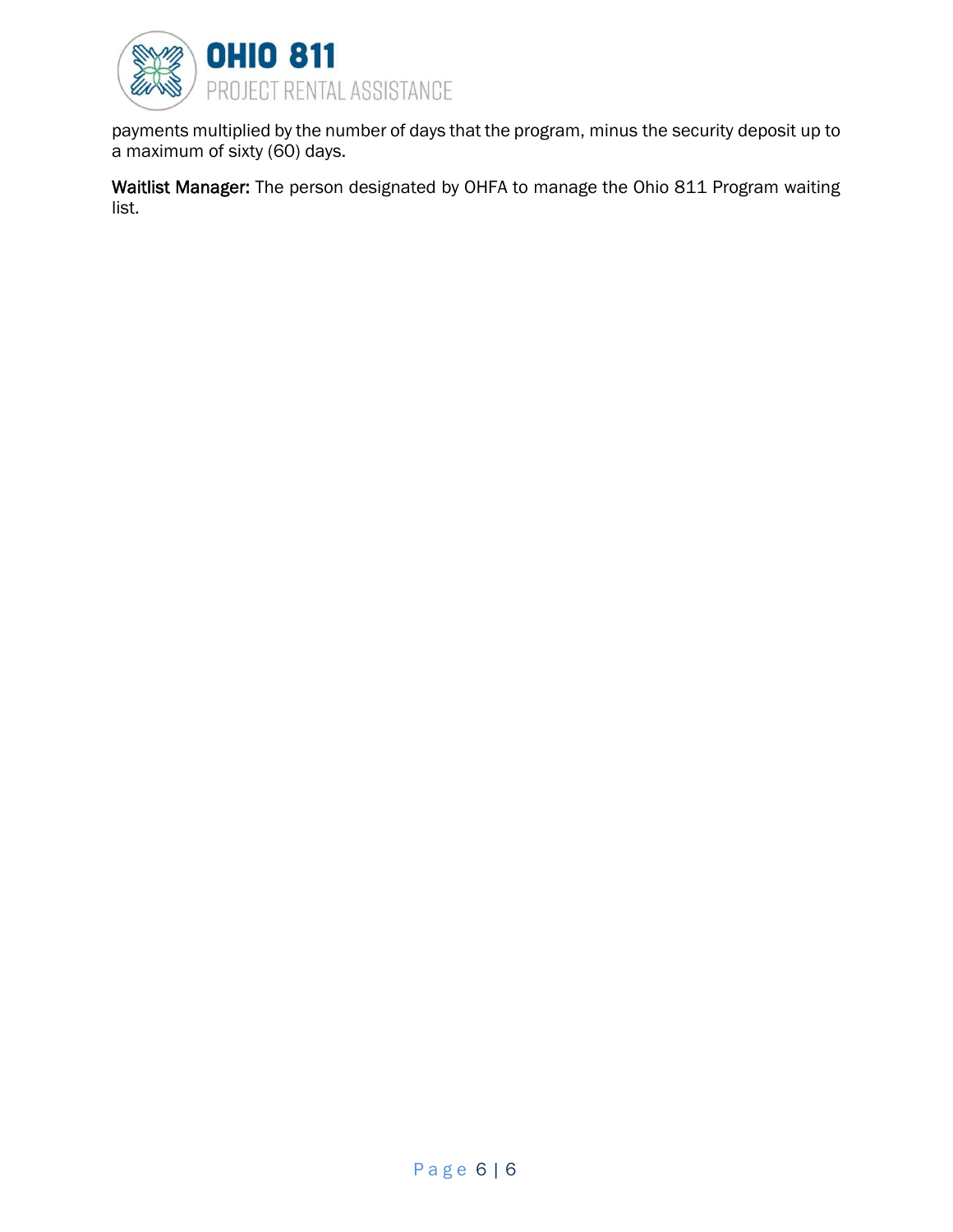payments multiplied by the number of days that the program, minus the security deposit up to a maximum of sixty (60) days.

**Waitlist Manager:** The person designated by OHFA to manage the Ohio 811 Program waiting list.